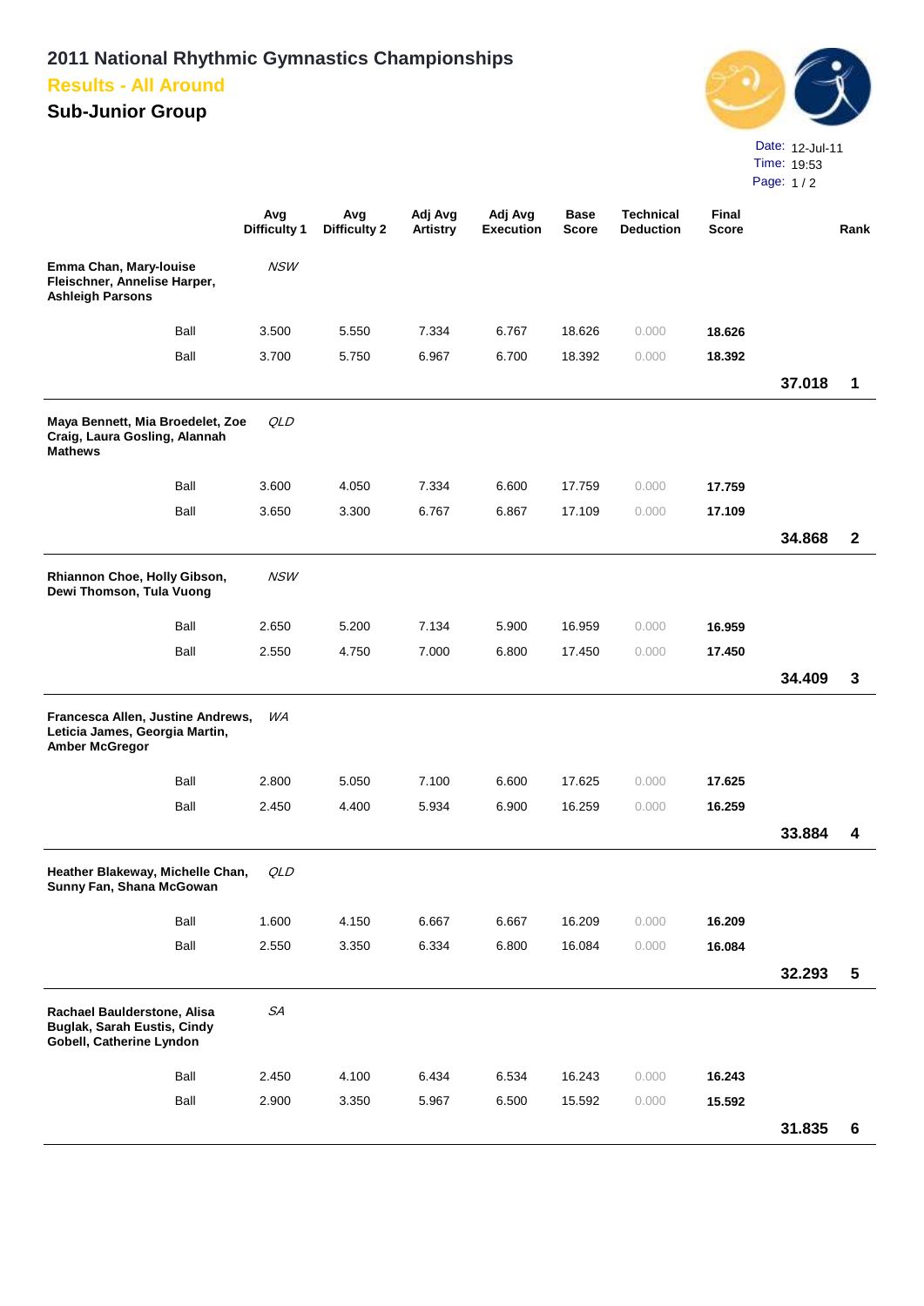# 2011 National Rhythmic Gymnastics Championships

## Results - All Around

## Sub-Junior Group

Date: 12-Jul-11
Time: 19:53

| | | Avg Difficulty 1 | Avg Difficulty 2 | Adj Avg Artistry | Adj Avg Execution | Base Score | Technical Deduction | Final Score | | Rank |
|---|---|---|---|---|---|---|---|---|---|---|
| **Emma Chan, Mary-louise Fleischner, Annelise Harper, Ashleigh Parsons** | | *NSW* | | | | | | | | |
| | Ball | 3.500 | 5.550 | 7.334 | 6.767 | 18.626 | 0.000 | **18.626** | | |
| | Ball | 3.700 | 5.750 | 6.967 | 6.700 | 18.392 | 0.000 | **18.392** | | |
| | | | | | | | | | **37.018** | **1** |
| **Maya Bennett, Mia Broedelet, Zoe Craig, Laura Gosling, Alannah Mathews** | | *QLD* | | | | | | | | |
| | Ball | 3.600 | 4.050 | 7.334 | 6.600 | 17.759 | 0.000 | **17.759** | | |
| | Ball | 3.650 | 3.300 | 6.767 | 6.867 | 17.109 | 0.000 | **17.109** | | |
| | | | | | | | | | **34.868** | **2** |
| **Rhiannon Choe, Holly Gibson, Dewi Thomson, Tula Vuong** | | *NSW* | | | | | | | | |
| | Ball | 2.650 | 5.200 | 7.134 | 5.900 | 16.959 | 0.000 | **16.959** | | |
| | Ball | 2.550 | 4.750 | 7.000 | 6.800 | 17.450 | 0.000 | **17.450** | | |
| | | | | | | | | | **34.409** | **3** |
| **Francesca Allen, Justine Andrews, Leticia James, Georgia Martin, Amber McGregor** | | *WA* | | | | | | | | |
| | Ball | 2.800 | 5.050 | 7.100 | 6.600 | 17.625 | 0.000 | **17.625** | | |
| | Ball | 2.450 | 4.400 | 5.934 | 6.900 | 16.259 | 0.000 | **16.259** | | |
| | | | | | | | | | **33.884** | **4** |
| **Heather Blakeway, Michelle Chan, Sunny Fan, Shana McGowan** | | *QLD* | | | | | | | | |
| | Ball | 1.600 | 4.150 | 6.667 | 6.667 | 16.209 | 0.000 | **16.209** | | |
| | Ball | 2.550 | 3.350 | 6.334 | 6.800 | 16.084 | 0.000 | **16.084** | | |
| | | | | | | | | | **32.293** | **5** |
| **Rachael Baulderstone, Alisa Buglak, Sarah Eustis, Cindy Gobell, Catherine Lyndon** | | *SA* | | | | | | | | |
| | Ball | 2.450 | 4.100 | 6.434 | 6.534 | 16.243 | 0.000 | **16.243** | | |
| | Ball | 2.900 | 3.350 | 5.967 | 6.500 | 15.592 | 0.000 | **15.592** | | |
| | | | | | | | | | **31.835** | **6** |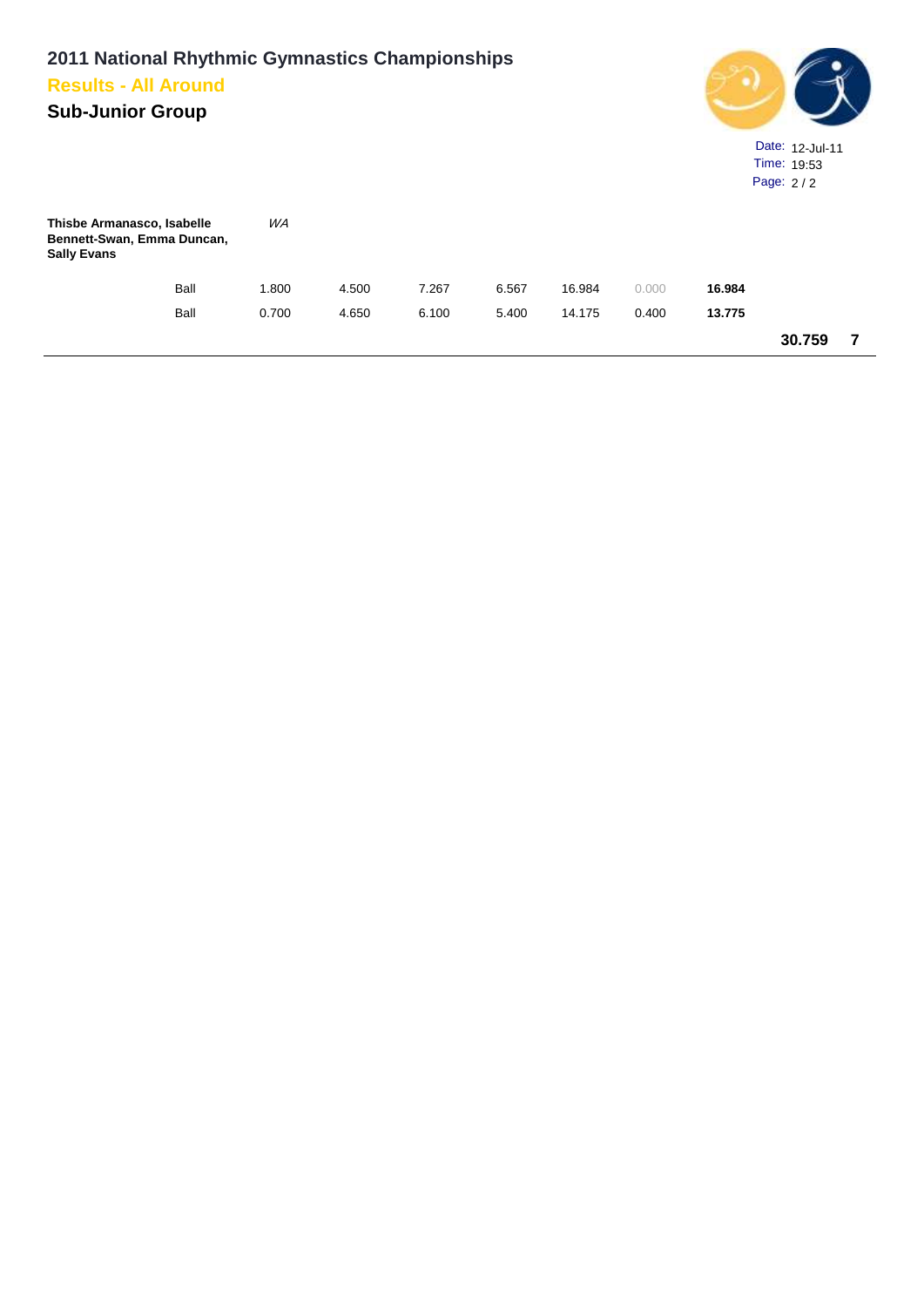# 2011 National Rhythmic Gymnastics Championships

## Results - All Around

## Sub-Junior Group

Date: 12-Jul-11
Time: 19:53

| | | | | | | | | | | |
|---|---|---|---|---|---|---|---|---|---|---|
| **Thisbe Armanasco, Isabelle Bennett-Swan, Emma Duncan, Sally Evans** | | *WA* | | | | | | | | |
| | Ball | 1.800 | 4.500 | 7.267 | 6.567 | 16.984 | 0.000 | **16.984** | | |
| | Ball | 0.700 | 4.650 | 6.100 | 5.400 | 14.175 | 0.400 | **13.775** | | |
| | | | | | | | | | **30.759** | **7** |